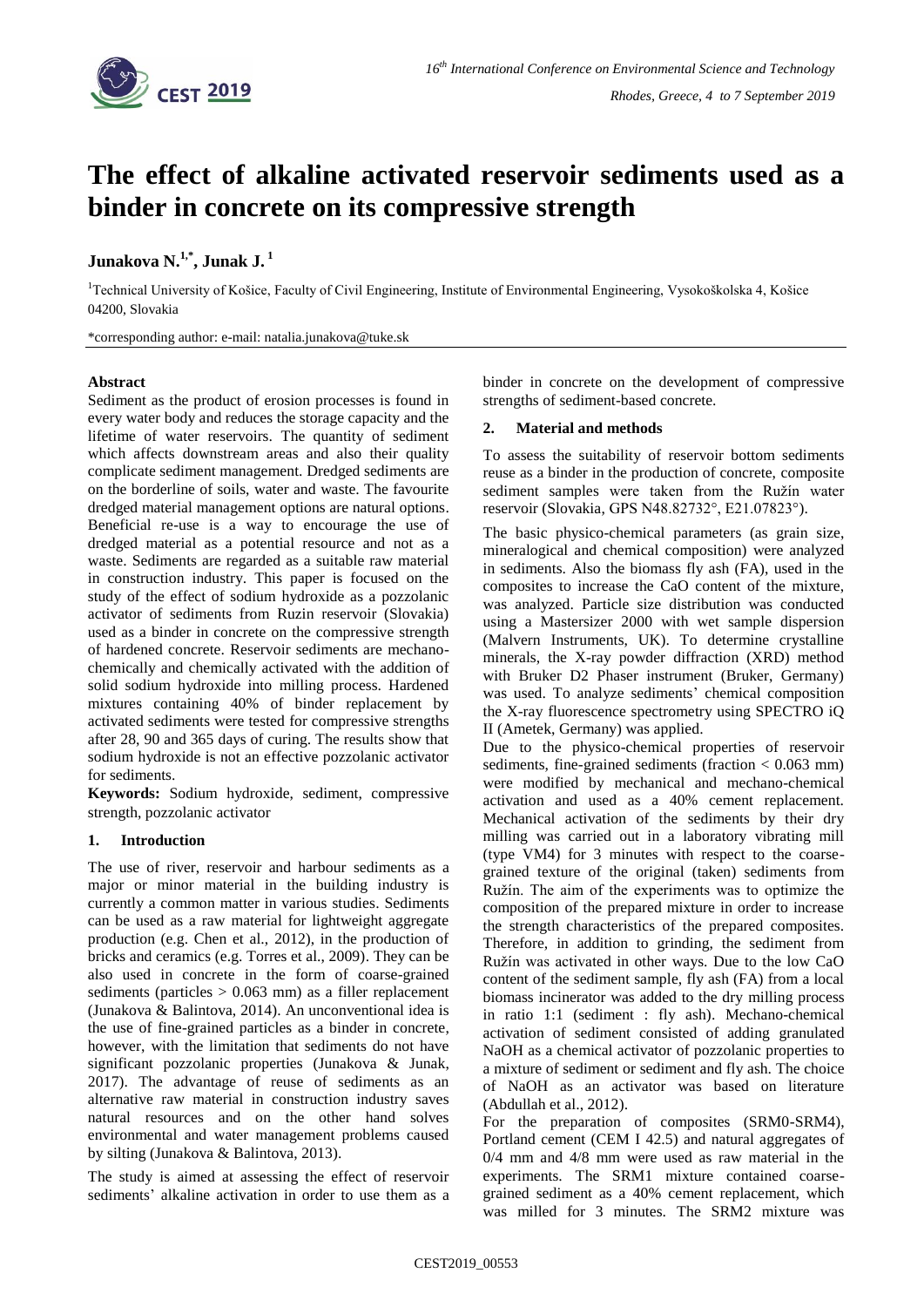# The effect of alkaline activated reservoir sediments used as a binder in concrete on its compressive strength

**Junakova N.[1,*], Junak J.[1]**

[1]Technical University of Košice, Faculty of Civil Engineering, Institute of Environmental Engineering, Vysokoškolska 4, Košice 04200, Slovakia

*corresponding author: e-mail: natalia.junakova@tuke.sk

### Abstract

Sediment as the product of erosion processes is found in every water body and reduces the storage capacity and the lifetime of water reservoirs. The quantity of sediment which affects downstream areas and also their quality complicate sediment management. Dredged sediments are on the borderline of soils, water and waste. The favourite dredged material management options are natural options. Beneficial re-use is a way to encourage the use of dredged material as a potential resource and not as a waste. Sediments are regarded as a suitable raw material in construction industry. This paper is focused on the study of the effect of sodium hydroxide as a pozzolanic activator of sediments from Ruzin reservoir (Slovakia) used as a binder in concrete on the compressive strength of hardened concrete. Reservoir sediments are mechano-chemically and chemically activated with the addition of solid sodium hydroxide into milling process. Hardened mixtures containing 40% of binder replacement by activated sediments were tested for compressive strengths after 28, 90 and 365 days of curing. The results show that sodium hydroxide is not an effective pozzolanic activator for sediments.

**Keywords:** Sodium hydroxide, sediment, compressive strength, pozzolanic activator

## 1. Introduction

The use of river, reservoir and harbour sediments as a major or minor material in the building industry is currently a common matter in various studies. Sediments can be used as a raw material for lightweight aggregate production (e.g. Chen et al., 2012), in the production of bricks and ceramics (e.g. Torres et al., 2009). They can be also used in concrete in the form of coarse-grained sediments (particles > 0.063 mm) as a filler replacement (Junakova & Balintova, 2014). An unconventional idea is the use of fine-grained particles as a binder in concrete, however, with the limitation that sediments do not have significant pozzolanic properties (Junakova & Junak, 2017). The advantage of reuse of sediments as an alternative raw material in construction industry saves natural resources and on the other hand solves environmental and water management problems caused by silting (Junakova & Balintova, 2013).

The study is aimed at assessing the effect of reservoir sediments' alkaline activation in order to use them as a binder in concrete on the development of compressive strengths of sediment-based concrete.

## 2. Material and methods

To assess the suitability of reservoir bottom sediments reuse as a binder in the production of concrete, composite sediment samples were taken from the Ružín water reservoir (Slovakia, GPS N48.82732°, E21.07823°).

The basic physico-chemical parameters (as grain size, mineralogical and chemical composition) were analyzed in sediments. Also the biomass fly ash (FA), used in the composites to increase the CaO content of the mixture, was analyzed. Particle size distribution was conducted using a Mastersizer 2000 with wet sample dispersion (Malvern Instruments, UK). To determine crystalline minerals, the X-ray powder diffraction (XRD) method with Bruker D2 Phaser instrument (Bruker, Germany) was used. To analyze sediments' chemical composition the X-ray fluorescence spectrometry using SPECTRO iQ II (Ametek, Germany) was applied.

Due to the physico-chemical properties of reservoir sediments, fine-grained sediments (fraction < 0.063 mm) were modified by mechanical and mechano-chemical activation and used as a 40% cement replacement. Mechanical activation of the sediments by their dry milling was carried out in a laboratory vibrating mill (type VM4) for 3 minutes with respect to the coarse-grained texture of the original (taken) sediments from Ružín. The aim of the experiments was to optimize the composition of the prepared mixture in order to increase the strength characteristics of the prepared composites. Therefore, in addition to grinding, the sediment from Ružín was activated in other ways. Due to the low CaO content of the sediment sample, fly ash (FA) from a local biomass incinerator was added to the dry milling process in ratio 1:1 (sediment : fly ash). Mechano-chemical activation of sediment consisted of adding granulated NaOH as a chemical activator of pozzolanic properties to a mixture of sediment or sediment and fly ash. The choice of NaOH as an activator was based on literature (Abdullah et al., 2012).

For the preparation of composites (SRM0-SRM4), Portland cement (CEM I 42.5) and natural aggregates of 0/4 mm and 4/8 mm were used as raw material in the experiments. The SRM1 mixture contained coarse-grained sediment as a 40% cement replacement, which was milled for 3 minutes. The SRM2 mixture was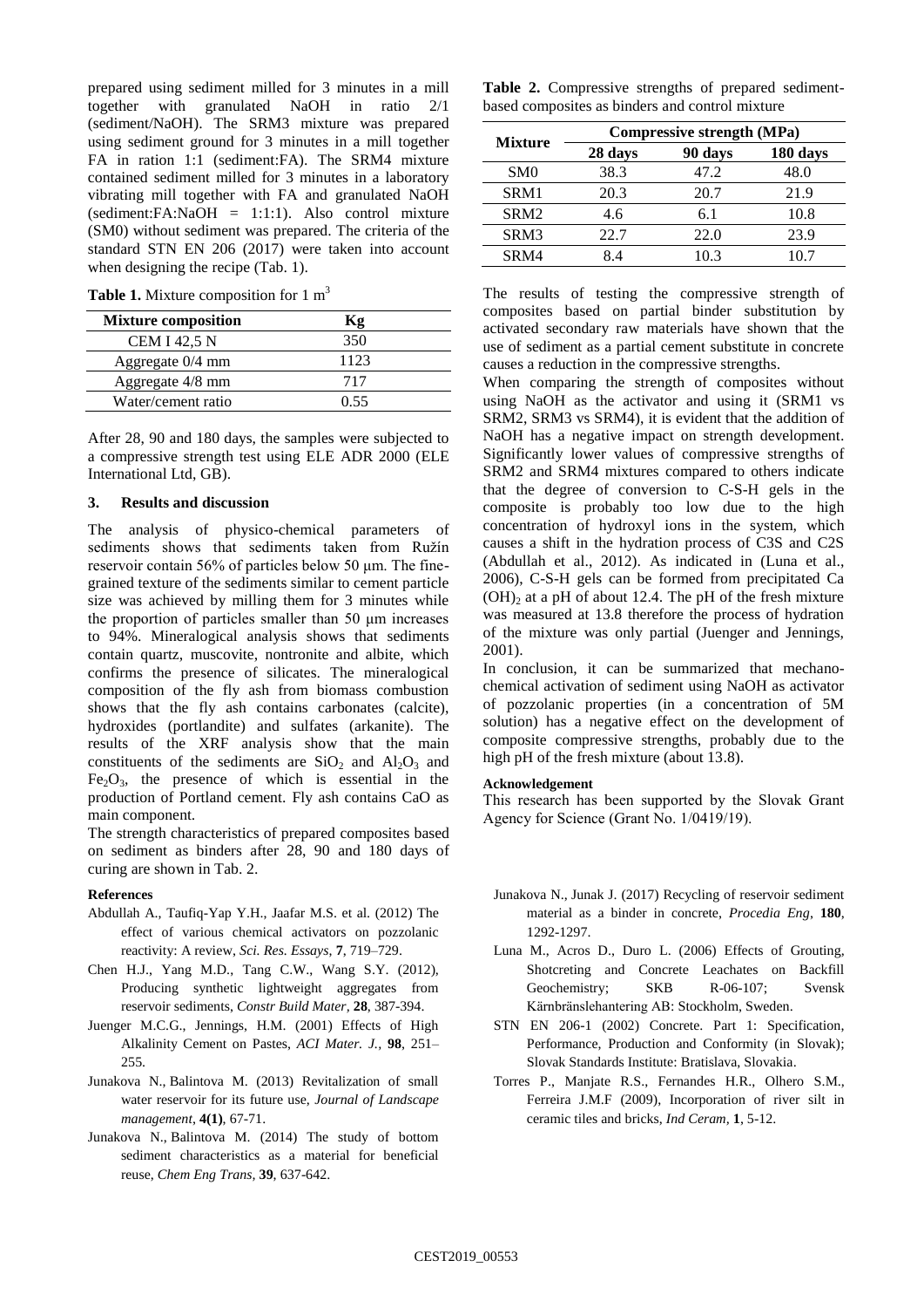prepared using sediment milled for 3 minutes in a mill together with granulated NaOH in ratio 2/1 (sediment/NaOH). The SRM3 mixture was prepared using sediment ground for 3 minutes in a mill together FA in ration 1:1 (sediment:FA). The SRM4 mixture contained sediment milled for 3 minutes in a laboratory vibrating mill together with FA and granulated NaOH (sediment:FA:NaOH = 1:1:1). Also control mixture (SM0) without sediment was prepared. The criteria of the standard STN EN 206 (2017) were taken into account when designing the recipe (Tab. 1).

**Table 1.** Mixture composition for 1 $m^3$

| Mixture composition | Kg |
|---|---|
| CEM I 42,5 N | 350 |
| Aggregate 0/4 mm | 1123 |
| Aggregate 4/8 mm | 717 |
| Water/cement ratio | 0.55 |

After 28, 90 and 180 days, the samples were subjected to a compressive strength test using ELE ADR 2000 (ELE International Ltd, GB).

## 3. Results and discussion

The analysis of physico-chemical parameters of sediments shows that sediments taken from Ružín reservoir contain 56% of particles below 50 μm. The fine-grained texture of the sediments similar to cement particle size was achieved by milling them for 3 minutes while the proportion of particles smaller than 50 μm increases to 94%. Mineralogical analysis shows that sediments contain quartz, muscovite, nontronite and albite, which confirms the presence of silicates. The mineralogical composition of the fly ash from biomass combustion shows that the fly ash contains carbonates (calcite), hydroxides (portlandite) and sulfates (arkanite). The results of the XRF analysis show that the main constituents of the sediments are $SiO_2$ and $Al_2O_3$ and $Fe_2O_3$, the presence of which is essential in the production of Portland cement. Fly ash contains CaO as main component.

The strength characteristics of prepared composites based on sediment as binders after 28, 90 and 180 days of curing are shown in Tab. 2.

**Table 2.** Compressive strengths of prepared sediment-based composites as binders and control mixture

| Mixture | Compressive strength (MPa) | | |
|---|---|---|---|
| | 28 days | 90 days | 180 days |
| SM0 | 38.3 | 47.2 | 48.0 |
| SRM1 | 20.3 | 20.7 | 21.9 |
| SRM2 | 4.6 | 6.1 | 10.8 |
| SRM3 | 22.7 | 22.0 | 23.9 |
| SRM4 | 8.4 | 10.3 | 10.7 |

The results of testing the compressive strength of composites based on partial binder substitution by activated secondary raw materials have shown that the use of sediment as a partial cement substitute in concrete causes a reduction in the compressive strengths.

When comparing the strength of composites without using NaOH as the activator and using it (SRM1 vs SRM2, SRM3 vs SRM4), it is evident that the addition of NaOH has a negative impact on strength development. Significantly lower values of compressive strengths of SRM2 and SRM4 mixtures compared to others indicate that the degree of conversion to C-S-H gels in the composite is probably too low due to the high concentration of hydroxyl ions in the system, which causes a shift in the hydration process of C3S and C2S (Abdullah et al., 2012). As indicated in (Luna et al., 2006), C-S-H gels can be formed from precipitated $Ca(OH)_2$ at a pH of about 12.4. The pH of the fresh mixture was measured at 13.8 therefore the process of hydration of the mixture was only partial (Juenger and Jennings, 2001).

In conclusion, it can be summarized that mechano-chemical activation of sediment using NaOH as activator of pozzolanic properties (in a concentration of 5M solution) has a negative effect on the development of composite compressive strengths, probably due to the high pH of the fresh mixture (about 13.8).

**Acknowledgement**

This research has been supported by the Slovak Grant Agency for Science (Grant No. 1/0419/19).

**References**

Abdullah A., Taufiq-Yap Y.H., Jaafar M.S. et al. (2012) The effect of various chemical activators on pozzolanic reactivity: A review, *Sci. Res. Essays*, **7**, 719–729.

Chen H.J., Yang M.D., Tang C.W., Wang S.Y. (2012), Producing synthetic lightweight aggregates from reservoir sediments, *Constr Build Mater*, **28**, 387-394.

Juenger M.C.G., Jennings, H.M. (2001) Effects of High Alkalinity Cement on Pastes, *ACI Mater. J.*, **98**, 251–255.

Junakova N., Balintova M. (2013) Revitalization of small water reservoir for its future use, *Journal of Landscape management*, **4(1)**, 67-71.

Junakova N., Balintova M. (2014) The study of bottom sediment characteristics as a material for beneficial reuse, *Chem Eng Trans*, **39**, 637-642.

Junakova N., Junak J. (2017) Recycling of reservoir sediment material as a binder in concrete, *Procedia Eng*, **180**, 1292-1297.

Luna M., Acros D., Duro L. (2006) Effects of Grouting, Shotcreting and Concrete Leachates on Backfill Geochemistry; SKB R-06-107; Svensk Kärnbränslehantering AB: Stockholm, Sweden.

STN EN 206-1 (2002) Concrete. Part 1: Specification, Performance, Production and Conformity (in Slovak); Slovak Standards Institute: Bratislava, Slovakia.

Torres P., Manjate R.S., Fernandes H.R., Olhero S.M., Ferreira J.M.F (2009), Incorporation of river silt in ceramic tiles and bricks, *Ind Ceram*, **1**, 5-12.